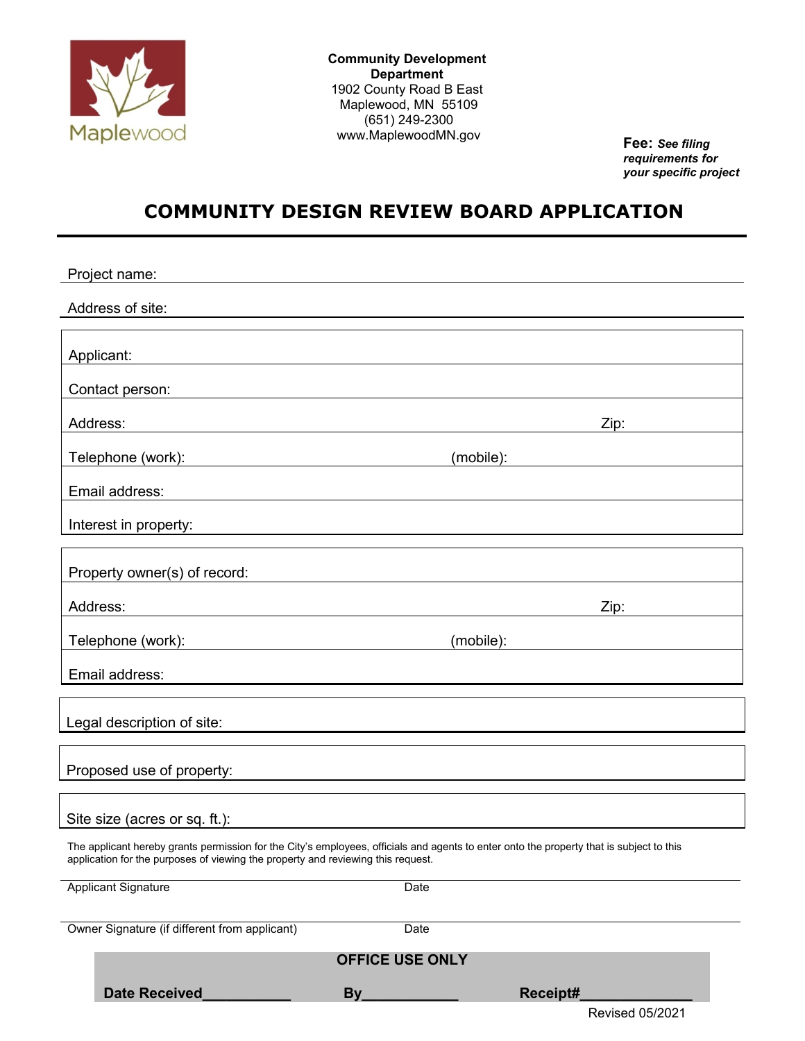Maplewood

**Community Development Department**
1902 County Road B East
Maplewood, MN 55109
(651) 249-2300
www.MaplewoodMN.gov

**Fee:** ***See filing requirements for your specific project***

# COMMUNITY DESIGN REVIEW BOARD APPLICATION

Project name:

Address of site:

Applicant:

Contact person:

Address: Zip:

Telephone (work): (mobile):

Email address:

Interest in property:

Property owner(s) of record:

Address: Zip:

Telephone (work): (mobile):

Email address:

Legal description of site:

Proposed use of property:

Site size (acres or sq. ft.):

The applicant hereby grants permission for the City's employees, officials and agents to enter onto the property that is subject to this application for the purposes of viewing the property and reviewing this request.

Applicant Signature Date

Owner Signature (if different from applicant) Date

**OFFICE USE ONLY**

**Date Received**___________ **By**____________ **Receipt#**______________

Revised 05/2021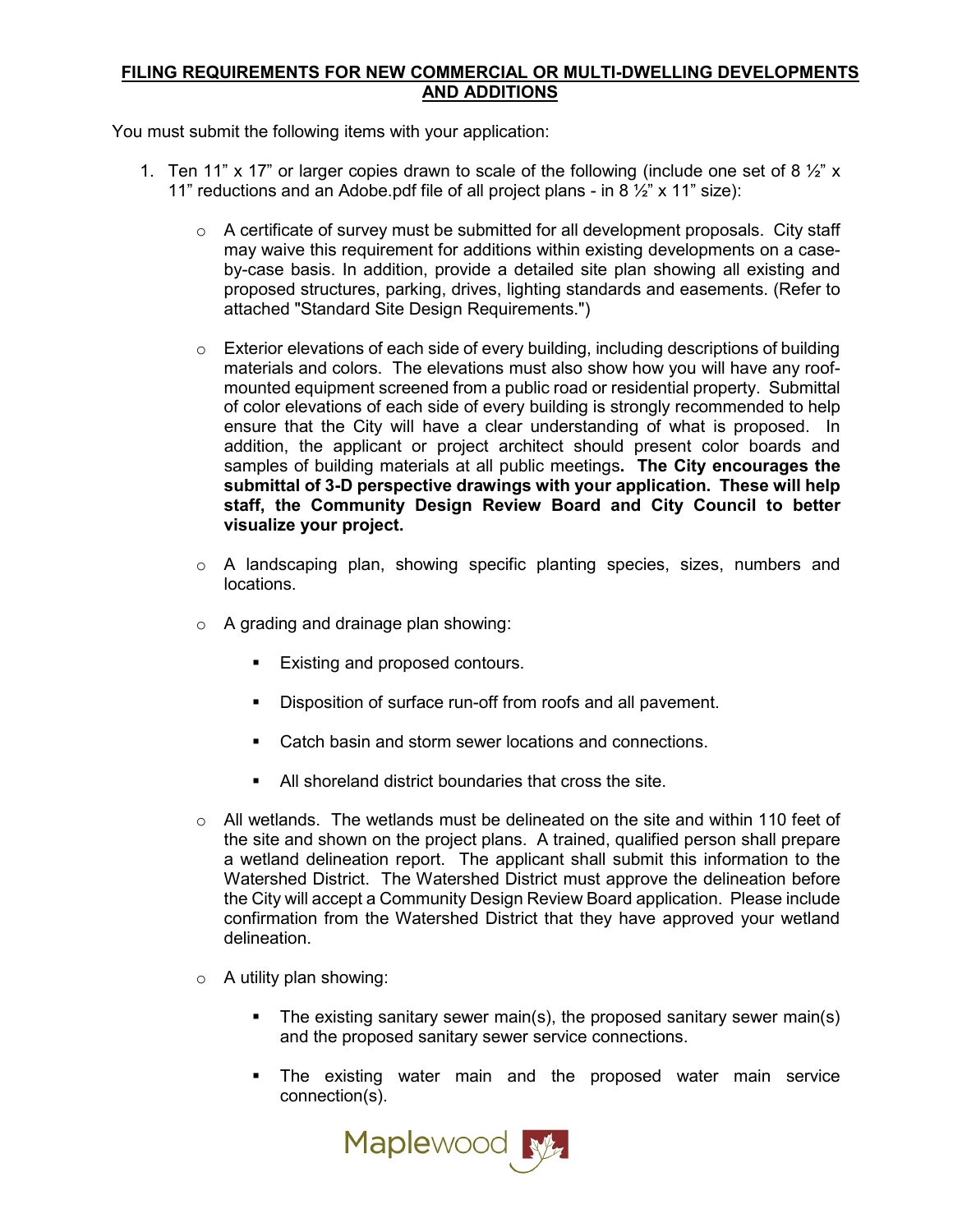## FILING REQUIREMENTS FOR NEW COMMERCIAL OR MULTI-DWELLING DEVELOPMENTS AND ADDITIONS

You must submit the following items with your application:

1. Ten 11" x 17" or larger copies drawn to scale of the following (include one set of 8 ½" x 11" reductions and an Adobe.pdf file of all project plans - in 8 ½" x 11" size):

   - A certificate of survey must be submitted for all development proposals. City staff may waive this requirement for additions within existing developments on a case-by-case basis. In addition, provide a detailed site plan showing all existing and proposed structures, parking, drives, lighting standards and easements. (Refer to attached "Standard Site Design Requirements.")

   - Exterior elevations of each side of every building, including descriptions of building materials and colors. The elevations must also show how you will have any roof-mounted equipment screened from a public road or residential property. Submittal of color elevations of each side of every building is strongly recommended to help ensure that the City will have a clear understanding of what is proposed. In addition, the applicant or project architect should present color boards and samples of building materials at all public meetings**. The City encourages the submittal of 3-D perspective drawings with your application. These will help staff, the Community Design Review Board and City Council to better visualize your project.**

   - A landscaping plan, showing specific planting species, sizes, numbers and locations.

   - A grading and drainage plan showing:

     - Existing and proposed contours.
     - Disposition of surface run-off from roofs and all pavement.
     - Catch basin and storm sewer locations and connections.
     - All shoreland district boundaries that cross the site.

   - All wetlands. The wetlands must be delineated on the site and within 110 feet of the site and shown on the project plans. A trained, qualified person shall prepare a wetland delineation report. The applicant shall submit this information to the Watershed District. The Watershed District must approve the delineation before the City will accept a Community Design Review Board application. Please include confirmation from the Watershed District that they have approved your wetland delineation.

   - A utility plan showing:

     - The existing sanitary sewer main(s), the proposed sanitary sewer main(s) and the proposed sanitary sewer service connections.
     - The existing water main and the proposed water main service connection(s).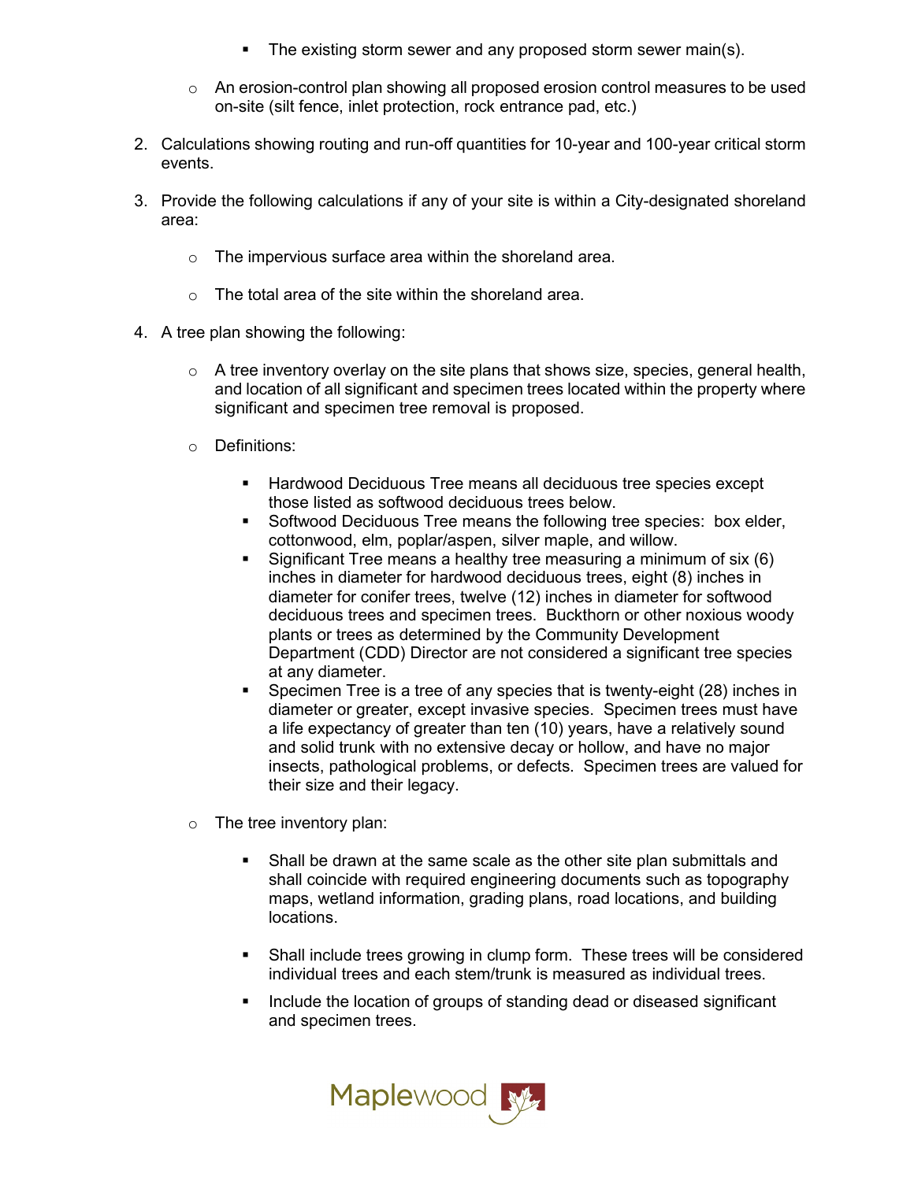- The existing storm sewer and any proposed storm sewer main(s).
  - An erosion-control plan showing all proposed erosion control measures to be used on-site (silt fence, inlet protection, rock entrance pad, etc.)

2. Calculations showing routing and run-off quantities for 10-year and 100-year critical storm events.

3. Provide the following calculations if any of your site is within a City-designated shoreland area:

   - The impervious surface area within the shoreland area.

   - The total area of the site within the shoreland area.

4. A tree plan showing the following:

   - A tree inventory overlay on the site plans that shows size, species, general health, and location of all significant and specimen trees located within the property where significant and specimen tree removal is proposed.

   - Definitions:

     - Hardwood Deciduous Tree means all deciduous tree species except those listed as softwood deciduous trees below.
     - Softwood Deciduous Tree means the following tree species: box elder, cottonwood, elm, poplar/aspen, silver maple, and willow.
     - Significant Tree means a healthy tree measuring a minimum of six (6) inches in diameter for hardwood deciduous trees, eight (8) inches in diameter for conifer trees, twelve (12) inches in diameter for softwood deciduous trees and specimen trees. Buckthorn or other noxious woody plants or trees as determined by the Community Development Department (CDD) Director are not considered a significant tree species at any diameter.
     - Specimen Tree is a tree of any species that is twenty-eight (28) inches in diameter or greater, except invasive species. Specimen trees must have a life expectancy of greater than ten (10) years, have a relatively sound and solid trunk with no extensive decay or hollow, and have no major insects, pathological problems, or defects. Specimen trees are valued for their size and their legacy.

   - The tree inventory plan:

     - Shall be drawn at the same scale as the other site plan submittals and shall coincide with required engineering documents such as topography maps, wetland information, grading plans, road locations, and building locations.

     - Shall include trees growing in clump form. These trees will be considered individual trees and each stem/trunk is measured as individual trees.

     - Include the location of groups of standing dead or diseased significant and specimen trees.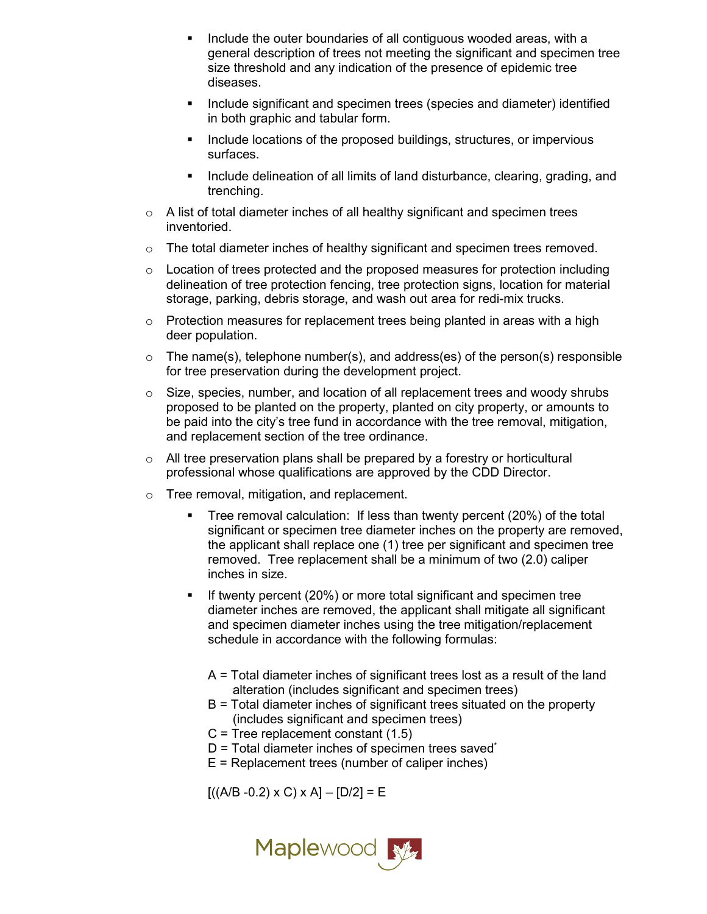- Include the outer boundaries of all contiguous wooded areas, with a general description of trees not meeting the significant and specimen tree size threshold and any indication of the presence of epidemic tree diseases.
        - Include significant and specimen trees (species and diameter) identified in both graphic and tabular form.
        - Include locations of the proposed buildings, structures, or impervious surfaces.
        - Include delineation of all limits of land disturbance, clearing, grading, and trenching.
    - A list of total diameter inches of all healthy significant and specimen trees inventoried.
    - The total diameter inches of healthy significant and specimen trees removed.
    - Location of trees protected and the proposed measures for protection including delineation of tree protection fencing, tree protection signs, location for material storage, parking, debris storage, and wash out area for redi-mix trucks.
    - Protection measures for replacement trees being planted in areas with a high deer population.
    - The name(s), telephone number(s), and address(es) of the person(s) responsible for tree preservation during the development project.
    - Size, species, number, and location of all replacement trees and woody shrubs proposed to be planted on the property, planted on city property, or amounts to be paid into the city's tree fund in accordance with the tree removal, mitigation, and replacement section of the tree ordinance.
    - All tree preservation plans shall be prepared by a forestry or horticultural professional whose qualifications are approved by the CDD Director.
    - Tree removal, mitigation, and replacement.
        - Tree removal calculation: If less than twenty percent (20%) of the total significant or specimen tree diameter inches on the property are removed, the applicant shall replace one (1) tree per significant and specimen tree removed. Tree replacement shall be a minimum of two (2.0) caliper inches in size.
        - If twenty percent (20%) or more total significant and specimen tree diameter inches are removed, the applicant shall mitigate all significant and specimen diameter inches using the tree mitigation/replacement schedule in accordance with the following formulas:

          A = Total diameter inches of significant trees lost as a result of the land alteration (includes significant and specimen trees)
          B = Total diameter inches of significant trees situated on the property (includes significant and specimen trees)
          C = Tree replacement constant (1.5)
          D = Total diameter inches of specimen trees saved*
          E = Replacement trees (number of caliper inches)

          $[((A/B - 0.2) \times C) \times A] - [D/2] = E$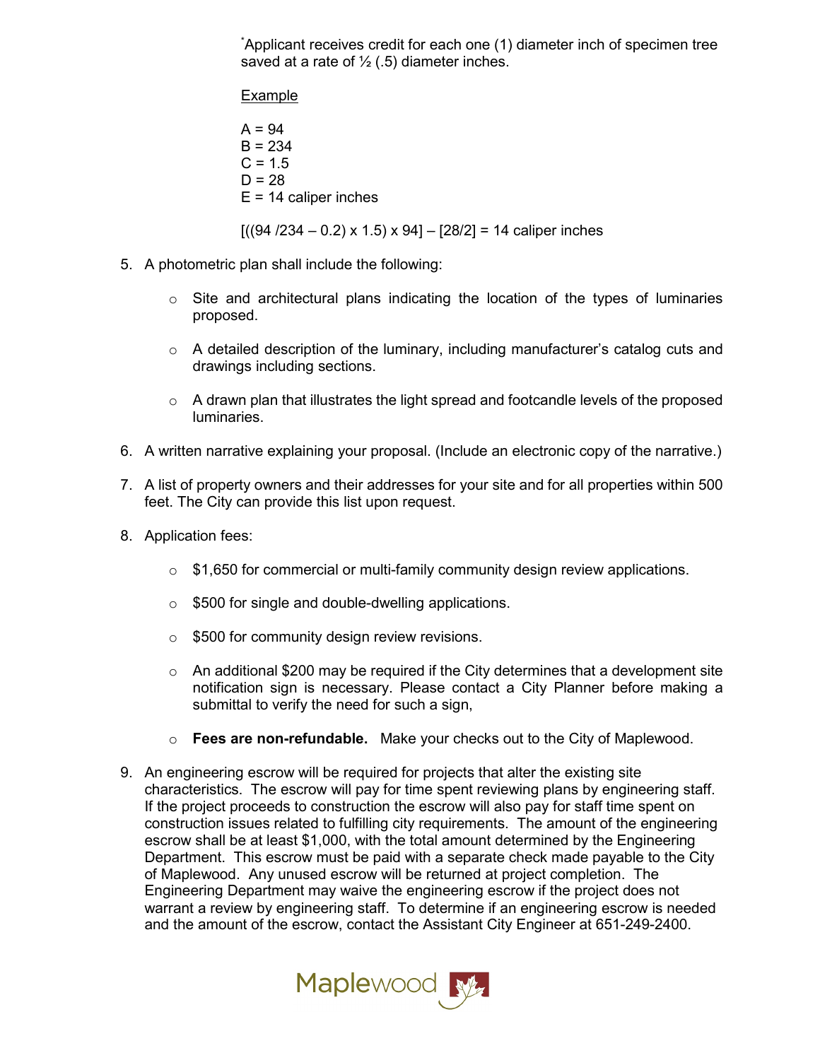*Applicant receives credit for each one (1) diameter inch of specimen tree saved at a rate of ½ (.5) diameter inches.

Example

A = 94
B = 234
C = 1.5
D = 28
E = 14 caliper inches

[((94 /234 – 0.2) x 1.5) x 94] – [28/2] = 14 caliper inches

5. A photometric plan shall include the following:

   - Site and architectural plans indicating the location of the types of luminaries proposed.
   - A detailed description of the luminary, including manufacturer's catalog cuts and drawings including sections.
   - A drawn plan that illustrates the light spread and footcandle levels of the proposed luminaries.

6. A written narrative explaining your proposal. (Include an electronic copy of the narrative.)

7. A list of property owners and their addresses for your site and for all properties within 500 feet. The City can provide this list upon request.

8. Application fees:

   - $1,650 for commercial or multi-family community design review applications.
   - $500 for single and double-dwelling applications.
   - $500 for community design review revisions.
   - An additional $200 may be required if the City determines that a development site notification sign is necessary. Please contact a City Planner before making a submittal to verify the need for such a sign,
   - **Fees are non-refundable.** Make your checks out to the City of Maplewood.

9. An engineering escrow will be required for projects that alter the existing site characteristics. The escrow will pay for time spent reviewing plans by engineering staff. If the project proceeds to construction the escrow will also pay for staff time spent on construction issues related to fulfilling city requirements. The amount of the engineering escrow shall be at least $1,000, with the total amount determined by the Engineering Department. This escrow must be paid with a separate check made payable to the City of Maplewood. Any unused escrow will be returned at project completion. The Engineering Department may waive the engineering escrow if the project does not warrant a review by engineering staff. To determine if an engineering escrow is needed and the amount of the escrow, contact the Assistant City Engineer at 651-249-2400.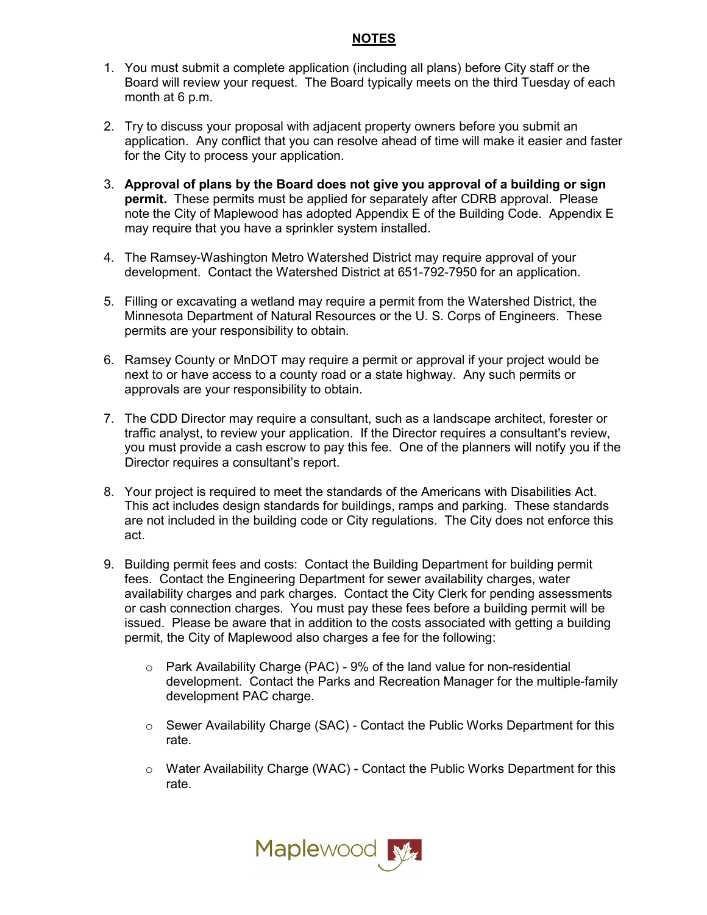## NOTES

1. You must submit a complete application (including all plans) before City staff or the Board will review your request. The Board typically meets on the third Tuesday of each month at 6 p.m.

2. Try to discuss your proposal with adjacent property owners before you submit an application. Any conflict that you can resolve ahead of time will make it easier and faster for the City to process your application.

3. **Approval of plans by the Board does not give you approval of a building or sign permit.** These permits must be applied for separately after CDRB approval. Please note the City of Maplewood has adopted Appendix E of the Building Code. Appendix E may require that you have a sprinkler system installed.

4. The Ramsey-Washington Metro Watershed District may require approval of your development. Contact the Watershed District at 651-792-7950 for an application.

5. Filling or excavating a wetland may require a permit from the Watershed District, the Minnesota Department of Natural Resources or the U. S. Corps of Engineers. These permits are your responsibility to obtain.

6. Ramsey County or MnDOT may require a permit or approval if your project would be next to or have access to a county road or a state highway. Any such permits or approvals are your responsibility to obtain.

7. The CDD Director may require a consultant, such as a landscape architect, forester or traffic analyst, to review your application. If the Director requires a consultant's review, you must provide a cash escrow to pay this fee. One of the planners will notify you if the Director requires a consultant's report.

8. Your project is required to meet the standards of the Americans with Disabilities Act. This act includes design standards for buildings, ramps and parking. These standards are not included in the building code or City regulations. The City does not enforce this act.

9. Building permit fees and costs: Contact the Building Department for building permit fees. Contact the Engineering Department for sewer availability charges, water availability charges and park charges. Contact the City Clerk for pending assessments or cash connection charges. You must pay these fees before a building permit will be issued. Please be aware that in addition to the costs associated with getting a building permit, the City of Maplewood also charges a fee for the following:

   - Park Availability Charge (PAC) - 9% of the land value for non-residential development. Contact the Parks and Recreation Manager for the multiple-family development PAC charge.

   - Sewer Availability Charge (SAC) - Contact the Public Works Department for this rate.

   - Water Availability Charge (WAC) - Contact the Public Works Department for this rate.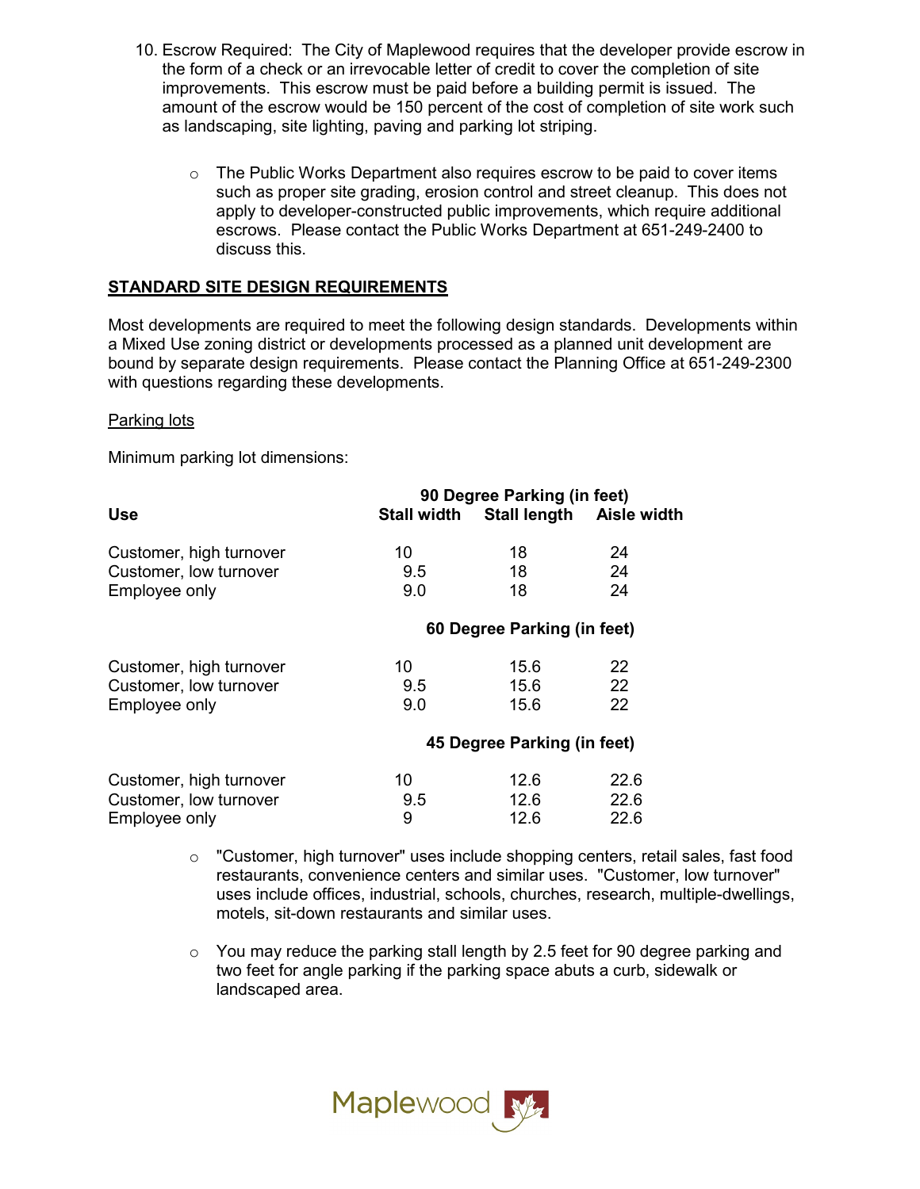10. Escrow Required: The City of Maplewood requires that the developer provide escrow in the form of a check or an irrevocable letter of credit to cover the completion of site improvements. This escrow must be paid before a building permit is issued. The amount of the escrow would be 150 percent of the cost of completion of site work such as landscaping, site lighting, paving and parking lot striping.

    - The Public Works Department also requires escrow to be paid to cover items such as proper site grading, erosion control and street cleanup. This does not apply to developer-constructed public improvements, which require additional escrows. Please contact the Public Works Department at 651-249-2400 to discuss this.

## STANDARD SITE DESIGN REQUIREMENTS

Most developments are required to meet the following design standards. Developments within a Mixed Use zoning district or developments processed as a planned unit development are bound by separate design requirements. Please contact the Planning Office at 651-249-2300 with questions regarding these developments.

### Parking lots

Minimum parking lot dimensions:

| Use | Stall width | Stall length | Aisle width |
|---|---|---|---|
| | **90 Degree Parking (in feet)** | | |
| Customer, high turnover | 10 | 18 | 24 |
| Customer, low turnover | 9.5 | 18 | 24 |
| Employee only | 9.0 | 18 | 24 |
| | **60 Degree Parking (in feet)** | | |
| Customer, high turnover | 10 | 15.6 | 22 |
| Customer, low turnover | 9.5 | 15.6 | 22 |
| Employee only | 9.0 | 15.6 | 22 |
| | **45 Degree Parking (in feet)** | | |
| Customer, high turnover | 10 | 12.6 | 22.6 |
| Customer, low turnover | 9.5 | 12.6 | 22.6 |
| Employee only | 9 | 12.6 | 22.6 |

- "Customer, high turnover" uses include shopping centers, retail sales, fast food restaurants, convenience centers and similar uses. "Customer, low turnover" uses include offices, industrial, schools, churches, research, multiple-dwellings, motels, sit-down restaurants and similar uses.
- You may reduce the parking stall length by 2.5 feet for 90 degree parking and two feet for angle parking if the parking space abuts a curb, sidewalk or landscaped area.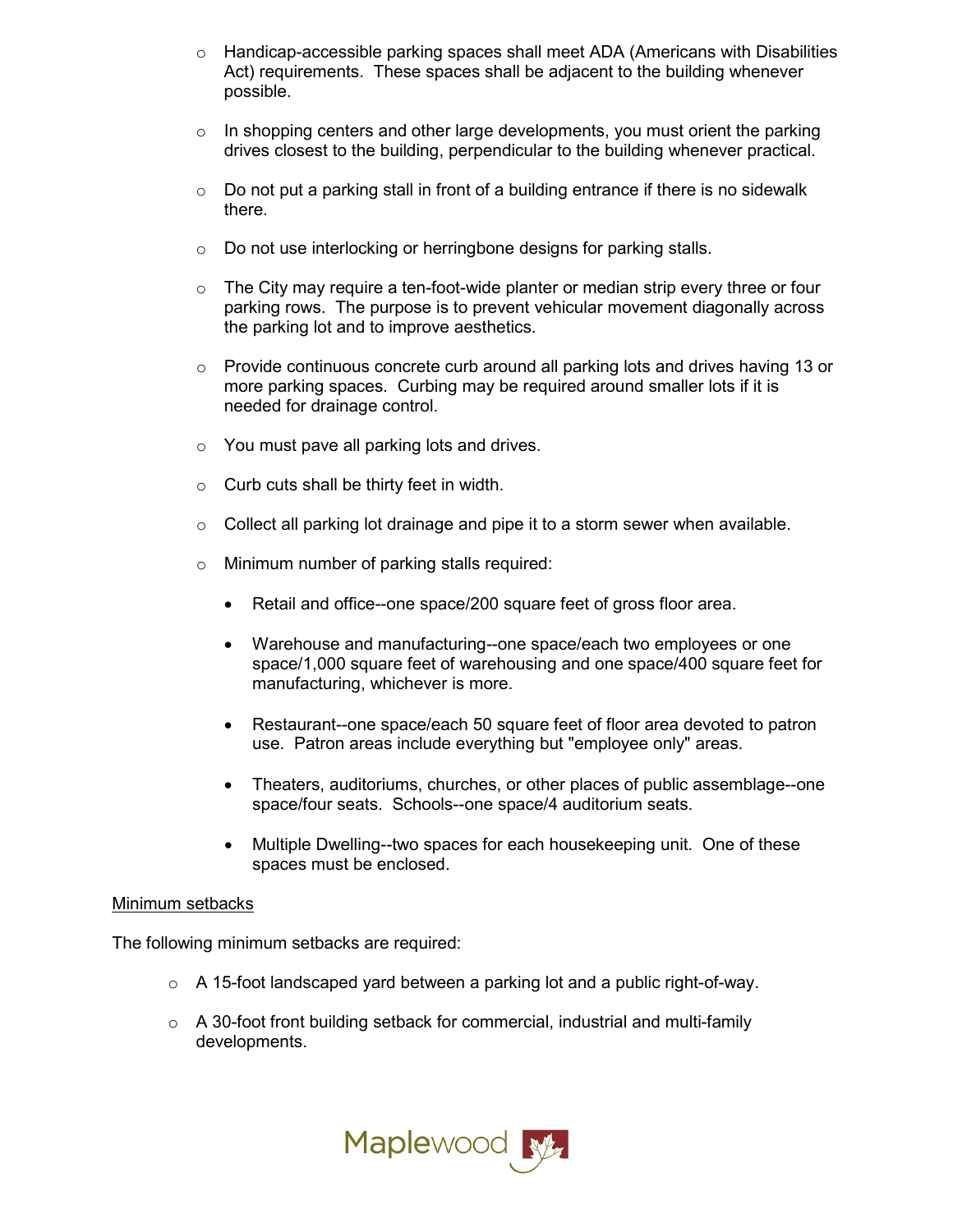- Handicap-accessible parking spaces shall meet ADA (Americans with Disabilities Act) requirements. These spaces shall be adjacent to the building whenever possible.

- In shopping centers and other large developments, you must orient the parking drives closest to the building, perpendicular to the building whenever practical.

- Do not put a parking stall in front of a building entrance if there is no sidewalk there.

- Do not use interlocking or herringbone designs for parking stalls.

- The City may require a ten-foot-wide planter or median strip every three or four parking rows. The purpose is to prevent vehicular movement diagonally across the parking lot and to improve aesthetics.

- Provide continuous concrete curb around all parking lots and drives having 13 or more parking spaces. Curbing may be required around smaller lots if it is needed for drainage control.

- You must pave all parking lots and drives.

- Curb cuts shall be thirty feet in width.

- Collect all parking lot drainage and pipe it to a storm sewer when available.

- Minimum number of parking stalls required:

  - Retail and office--one space/200 square feet of gross floor area.

  - Warehouse and manufacturing--one space/each two employees or one space/1,000 square feet of warehousing and one space/400 square feet for manufacturing, whichever is more.

  - Restaurant--one space/each 50 square feet of floor area devoted to patron use. Patron areas include everything but "employee only" areas.

  - Theaters, auditoriums, churches, or other places of public assemblage--one space/four seats. Schools--one space/4 auditorium seats.

  - Multiple Dwelling--two spaces for each housekeeping unit. One of these spaces must be enclosed.

<u>Minimum setbacks</u>

The following minimum setbacks are required:

- A 15-foot landscaped yard between a parking lot and a public right-of-way.

- A 30-foot front building setback for commercial, industrial and multi-family developments.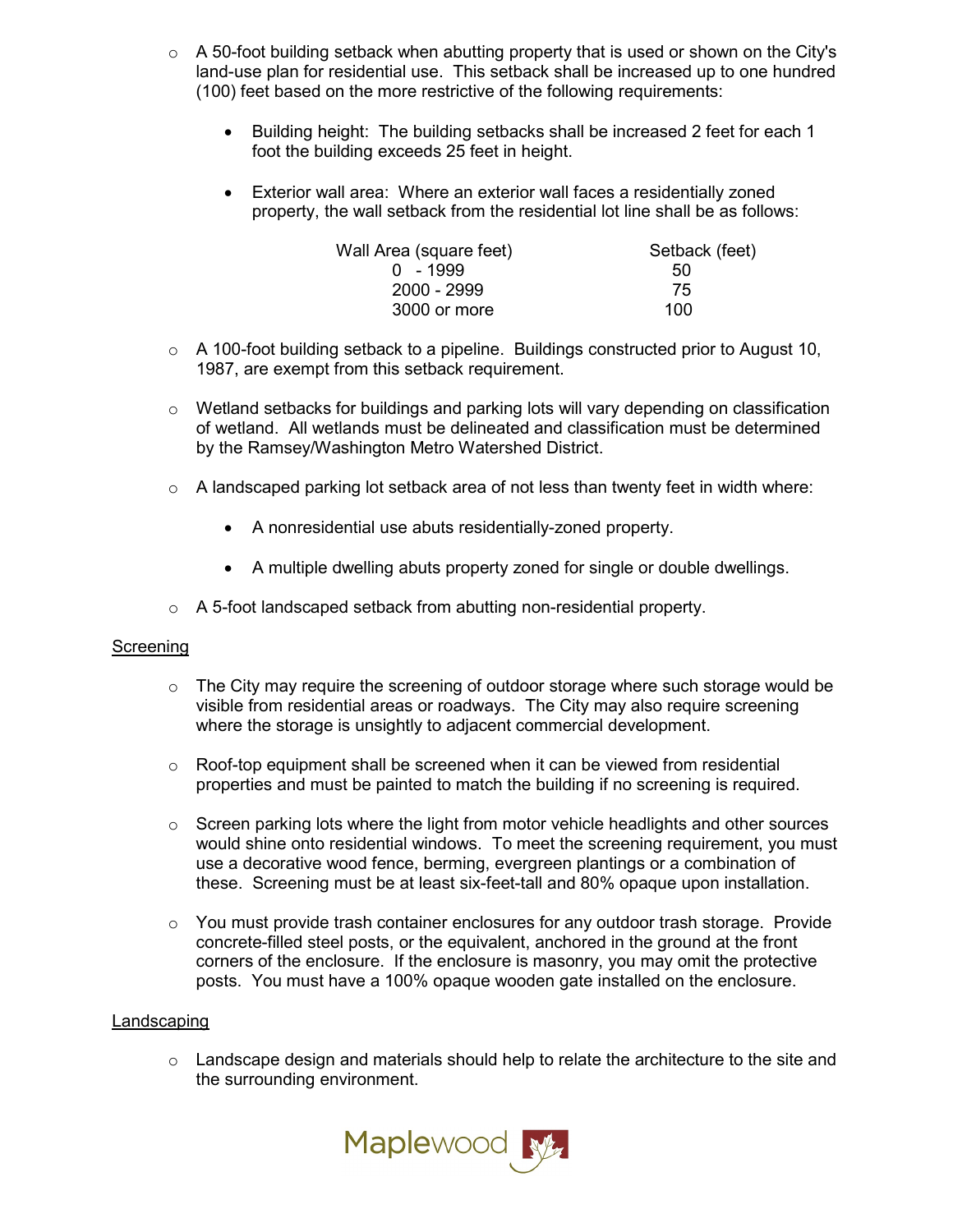- A 50-foot building setback when abutting property that is used or shown on the City's land-use plan for residential use. This setback shall be increased up to one hundred (100) feet based on the more restrictive of the following requirements:

  - Building height: The building setbacks shall be increased 2 feet for each 1 foot the building exceeds 25 feet in height.

  - Exterior wall area: Where an exterior wall faces a residentially zoned property, the wall setback from the residential lot line shall be as follows:

| Wall Area (square feet) | Setback (feet) |
|---|---|
| 0 - 1999 | 50 |
| 2000 - 2999 | 75 |
| 3000 or more | 100 |

- A 100-foot building setback to a pipeline. Buildings constructed prior to August 10, 1987, are exempt from this setback requirement.

- Wetland setbacks for buildings and parking lots will vary depending on classification of wetland. All wetlands must be delineated and classification must be determined by the Ramsey/Washington Metro Watershed District.

- A landscaped parking lot setback area of not less than twenty feet in width where:

  - A nonresidential use abuts residentially-zoned property.

  - A multiple dwelling abuts property zoned for single or double dwellings.

- A 5-foot landscaped setback from abutting non-residential property.

Screening

- The City may require the screening of outdoor storage where such storage would be visible from residential areas or roadways. The City may also require screening where the storage is unsightly to adjacent commercial development.

- Roof-top equipment shall be screened when it can be viewed from residential properties and must be painted to match the building if no screening is required.

- Screen parking lots where the light from motor vehicle headlights and other sources would shine onto residential windows. To meet the screening requirement, you must use a decorative wood fence, berming, evergreen plantings or a combination of these. Screening must be at least six-feet-tall and 80% opaque upon installation.

- You must provide trash container enclosures for any outdoor trash storage. Provide concrete-filled steel posts, or the equivalent, anchored in the ground at the front corners of the enclosure. If the enclosure is masonry, you may omit the protective posts. You must have a 100% opaque wooden gate installed on the enclosure.

Landscaping

- Landscape design and materials should help to relate the architecture to the site and the surrounding environment.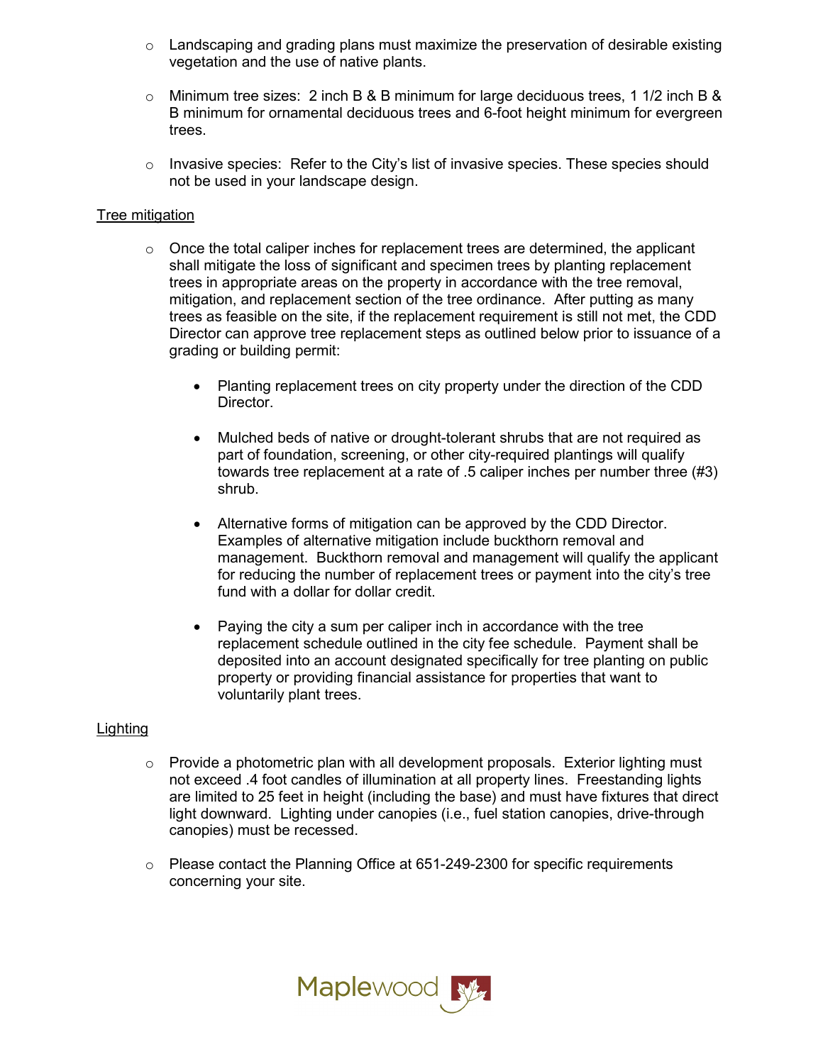- Landscaping and grading plans must maximize the preservation of desirable existing vegetation and the use of native plants.

- Minimum tree sizes: 2 inch B & B minimum for large deciduous trees, 1 1/2 inch B & B minimum for ornamental deciduous trees and 6-foot height minimum for evergreen trees.

- Invasive species: Refer to the City's list of invasive species. These species should not be used in your landscape design.

<u>Tree mitigation</u>

- Once the total caliper inches for replacement trees are determined, the applicant shall mitigate the loss of significant and specimen trees by planting replacement trees in appropriate areas on the property in accordance with the tree removal, mitigation, and replacement section of the tree ordinance. After putting as many trees as feasible on the site, if the replacement requirement is still not met, the CDD Director can approve tree replacement steps as outlined below prior to issuance of a grading or building permit:

    - Planting replacement trees on city property under the direction of the CDD Director.

    - Mulched beds of native or drought-tolerant shrubs that are not required as part of foundation, screening, or other city-required plantings will qualify towards tree replacement at a rate of .5 caliper inches per number three (#3) shrub.

    - Alternative forms of mitigation can be approved by the CDD Director. Examples of alternative mitigation include buckthorn removal and management. Buckthorn removal and management will qualify the applicant for reducing the number of replacement trees or payment into the city's tree fund with a dollar for dollar credit.

    - Paying the city a sum per caliper inch in accordance with the tree replacement schedule outlined in the city fee schedule. Payment shall be deposited into an account designated specifically for tree planting on public property or providing financial assistance for properties that want to voluntarily plant trees.

<u>Lighting</u>

- Provide a photometric plan with all development proposals. Exterior lighting must not exceed .4 foot candles of illumination at all property lines. Freestanding lights are limited to 25 feet in height (including the base) and must have fixtures that direct light downward. Lighting under canopies (i.e., fuel station canopies, drive-through canopies) must be recessed.

- Please contact the Planning Office at 651-249-2300 for specific requirements concerning your site.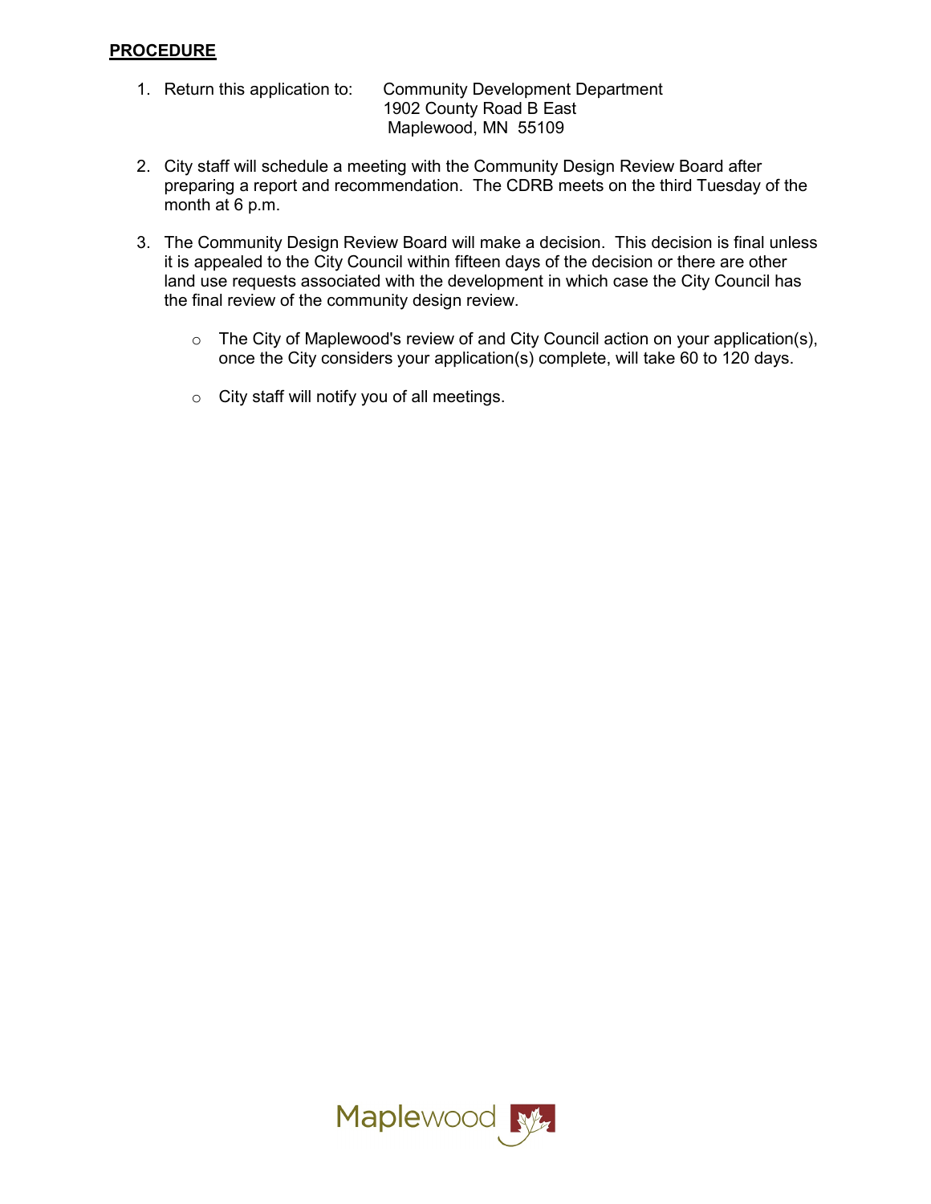**PROCEDURE**

1. Return this application to: Community Development Department
   1902 County Road B East
   Maplewood, MN 55109

2. City staff will schedule a meeting with the Community Design Review Board after preparing a report and recommendation. The CDRB meets on the third Tuesday of the month at 6 p.m.

3. The Community Design Review Board will make a decision. This decision is final unless it is appealed to the City Council within fifteen days of the decision or there are other land use requests associated with the development in which case the City Council has the final review of the community design review.

   - The City of Maplewood's review of and City Council action on your application(s), once the City considers your application(s) complete, will take 60 to 120 days.

   - City staff will notify you of all meetings.

Maplewood